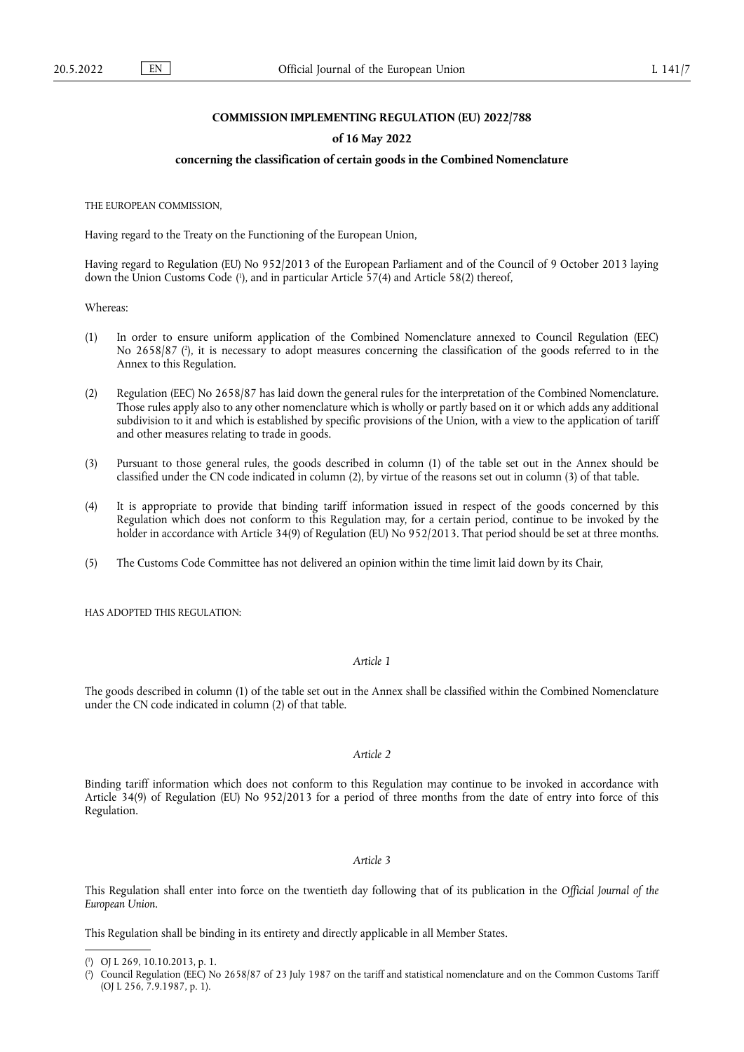**COMMISSION IMPLEMENTING REGULATION (EU) 2022/788**

**of 16 May 2022**

**concerning the classification of certain goods in the Combined Nomenclature**

THE EUROPEAN COMMISSION,

Having regard to the Treaty on the Functioning of the European Union,

Having regard to Regulation (EU) No 952/2013 of the European Parliament and of the Council of 9 October 2013 laying down the Union Customs Code ([1]), and in particular Article 57(4) and Article 58(2) thereof,

Whereas:

(1) In order to ensure uniform application of the Combined Nomenclature annexed to Council Regulation (EEC) No 2658/87 ([2]), it is necessary to adopt measures concerning the classification of the goods referred to in the Annex to this Regulation.

(2) Regulation (EEC) No 2658/87 has laid down the general rules for the interpretation of the Combined Nomenclature. Those rules apply also to any other nomenclature which is wholly or partly based on it or which adds any additional subdivision to it and which is established by specific provisions of the Union, with a view to the application of tariff and other measures relating to trade in goods.

(3) Pursuant to those general rules, the goods described in column (1) of the table set out in the Annex should be classified under the CN code indicated in column (2), by virtue of the reasons set out in column (3) of that table.

(4) It is appropriate to provide that binding tariff information issued in respect of the goods concerned by this Regulation which does not conform to this Regulation may, for a certain period, continue to be invoked by the holder in accordance with Article 34(9) of Regulation (EU) No 952/2013. That period should be set at three months.

(5) The Customs Code Committee has not delivered an opinion within the time limit laid down by its Chair,

HAS ADOPTED THIS REGULATION:

*Article 1*

The goods described in column (1) of the table set out in the Annex shall be classified within the Combined Nomenclature under the CN code indicated in column (2) of that table.

*Article 2*

Binding tariff information which does not conform to this Regulation may continue to be invoked in accordance with Article 34(9) of Regulation (EU) No 952/2013 for a period of three months from the date of entry into force of this Regulation.

*Article 3*

This Regulation shall enter into force on the twentieth day following that of its publication in the *Official Journal of the European Union*.

This Regulation shall be binding in its entirety and directly applicable in all Member States.

---

([1]) OJ L 269, 10.10.2013, p. 1.

([2]) Council Regulation (EEC) No 2658/87 of 23 July 1987 on the tariff and statistical nomenclature and on the Common Customs Tariff (OJ L 256, 7.9.1987, p. 1).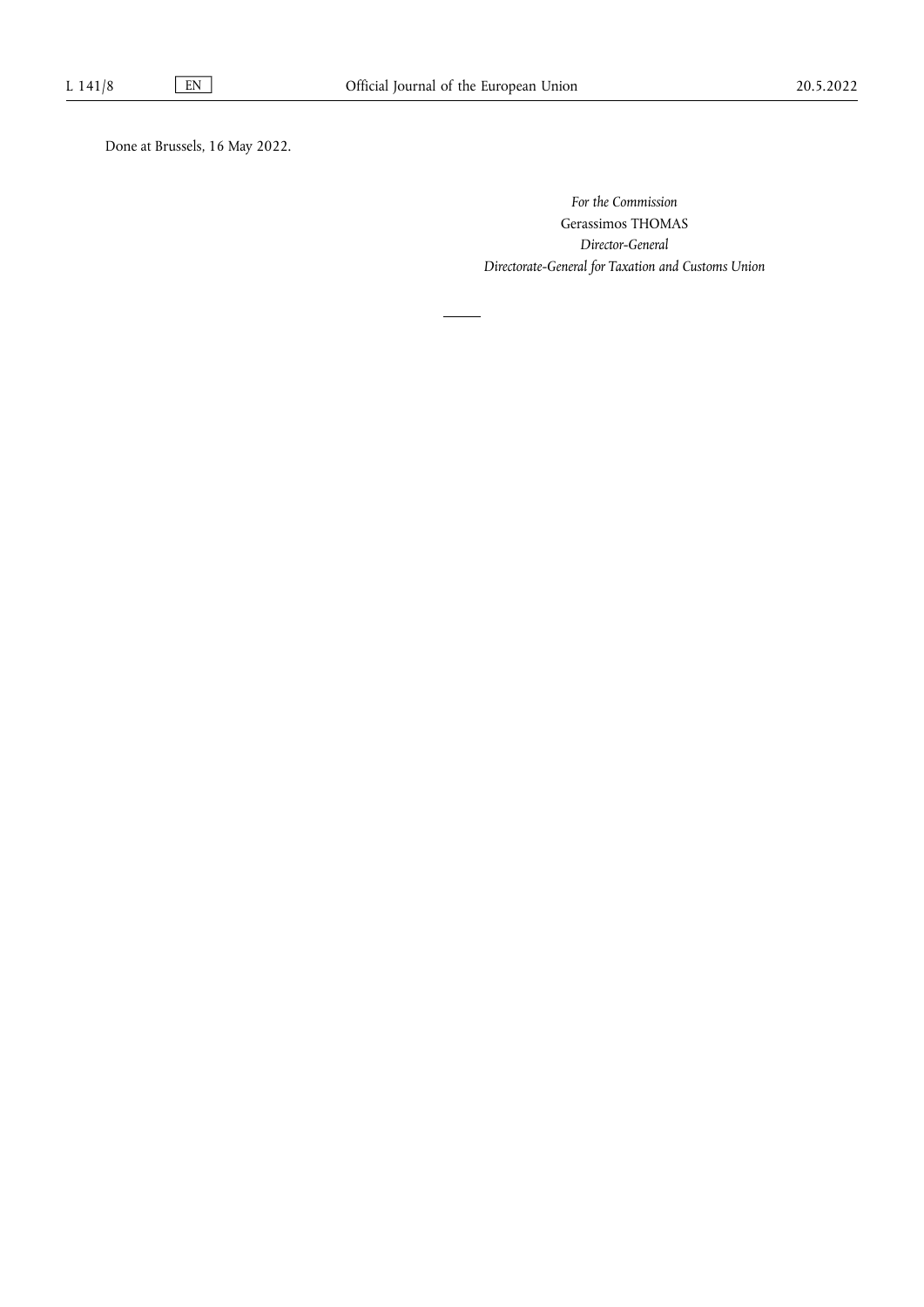Done at Brussels, 16 May 2022.

*For the Commission*

Gerassimos THOMAS

*Director-General*

*Directorate-General for Taxation and Customs Union*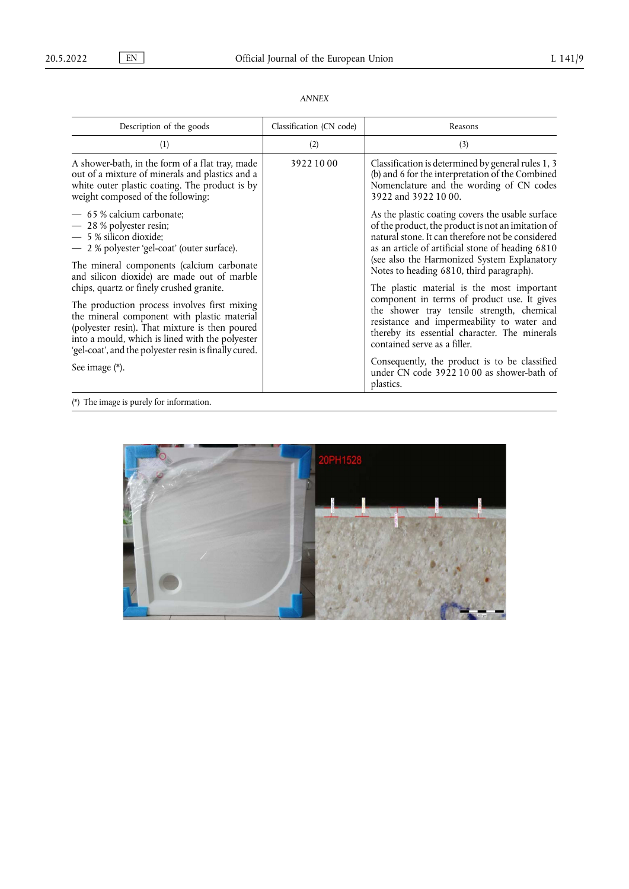*ANNEX*

| Description of the goods | Classification (CN code) | Reasons |
|---|---|---|
| (1) | (2) | (3) |
| A shower-bath, in the form of a flat tray, made out of a mixture of minerals and plastics and a white outer plastic coating. The product is by weight composed of the following:<br><br>— 65 % calcium carbonate;<br>— 28 % polyester resin;<br>— 5 % silicon dioxide;<br>— 2 % polyester 'gel-coat' (outer surface).<br><br>The mineral components (calcium carbonate and silicon dioxide) are made out of marble chips, quartz or finely crushed granite.<br><br>The production process involves first mixing the mineral component with plastic material (polyester resin). That mixture is then poured into a mould, which is lined with the polyester 'gel-coat', and the polyester resin is finally cured.<br><br>See image (*). | 3922 10 00 | Classification is determined by general rules 1, 3 (b) and 6 for the interpretation of the Combined Nomenclature and the wording of CN codes 3922 and 3922 10 00.<br><br>As the plastic coating covers the usable surface of the product, the product is not an imitation of natural stone. It can therefore not be considered as an article of artificial stone of heading 6810 (see also the Harmonized System Explanatory Notes to heading 6810, third paragraph).<br><br>The plastic material is the most important component in terms of product use. It gives the shower tray tensile strength, chemical resistance and impermeability to water and thereby its essential character. The minerals contained serve as a filler.<br><br>Consequently, the product is to be classified under CN code 3922 10 00 as shower-bath of plastics. |

(*) The image is purely for information.